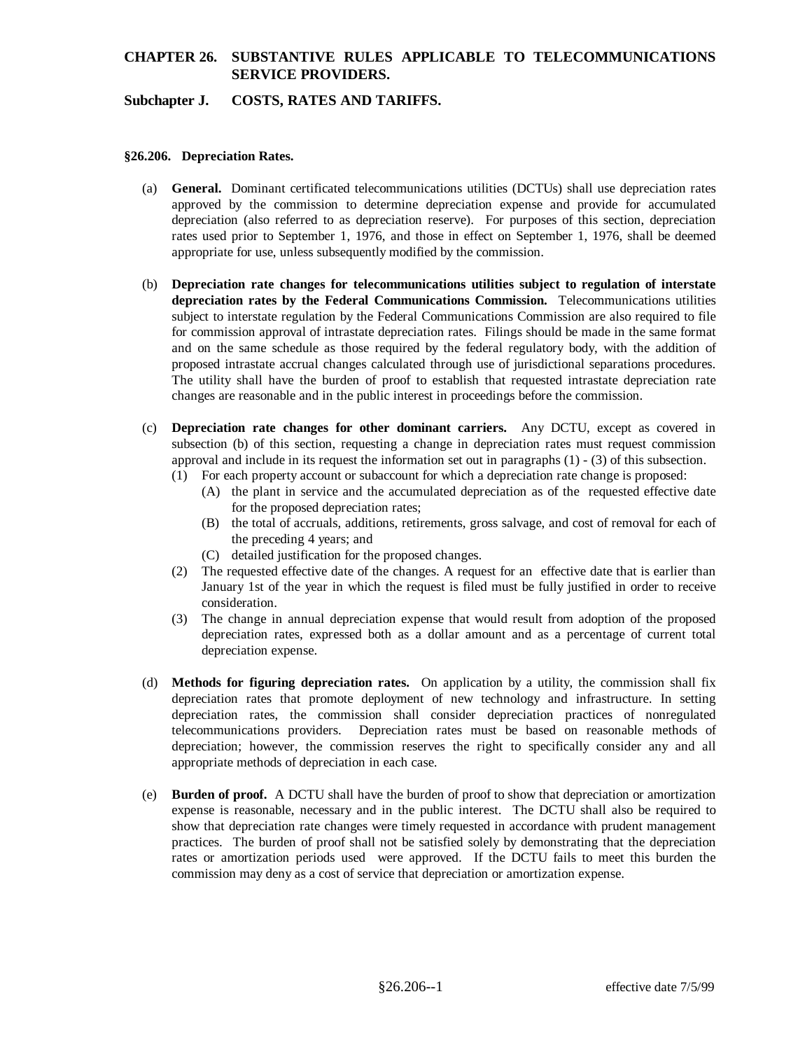# CHAPTER 26. SUBSTANTIVE RULES APPLICABLE TO TELECOMMUNICATIONS SERVICE PROVIDERS.

## Subchapter J. COSTS, RATES AND TARIFFS.

### §26.206. Depreciation Rates.

(a) **General.** Dominant certificated telecommunications utilities (DCTUs) shall use depreciation rates approved by the commission to determine depreciation expense and provide for accumulated depreciation (also referred to as depreciation reserve). For purposes of this section, depreciation rates used prior to September 1, 1976, and those in effect on September 1, 1976, shall be deemed appropriate for use, unless subsequently modified by the commission.

(b) **Depreciation rate changes for telecommunications utilities subject to regulation of interstate depreciation rates by the Federal Communications Commission.** Telecommunications utilities subject to interstate regulation by the Federal Communications Commission are also required to file for commission approval of intrastate depreciation rates. Filings should be made in the same format and on the same schedule as those required by the federal regulatory body, with the addition of proposed intrastate accrual changes calculated through use of jurisdictional separations procedures. The utility shall have the burden of proof to establish that requested intrastate depreciation rate changes are reasonable and in the public interest in proceedings before the commission.

(c) **Depreciation rate changes for other dominant carriers.** Any DCTU, except as covered in subsection (b) of this section, requesting a change in depreciation rates must request commission approval and include in its request the information set out in paragraphs (1) - (3) of this subsection.

(1) For each property account or subaccount for which a depreciation rate change is proposed:

(A) the plant in service and the accumulated depreciation as of the requested effective date for the proposed depreciation rates;

(B) the total of accruals, additions, retirements, gross salvage, and cost of removal for each of the preceding 4 years; and

(C) detailed justification for the proposed changes.

(2) The requested effective date of the changes. A request for an effective date that is earlier than January 1st of the year in which the request is filed must be fully justified in order to receive consideration.

(3) The change in annual depreciation expense that would result from adoption of the proposed depreciation rates, expressed both as a dollar amount and as a percentage of current total depreciation expense.

(d) **Methods for figuring depreciation rates.** On application by a utility, the commission shall fix depreciation rates that promote deployment of new technology and infrastructure. In setting depreciation rates, the commission shall consider depreciation practices of nonregulated telecommunications providers. Depreciation rates must be based on reasonable methods of depreciation; however, the commission reserves the right to specifically consider any and all appropriate methods of depreciation in each case.

(e) **Burden of proof.** A DCTU shall have the burden of proof to show that depreciation or amortization expense is reasonable, necessary and in the public interest. The DCTU shall also be required to show that depreciation rate changes were timely requested in accordance with prudent management practices. The burden of proof shall not be satisfied solely by demonstrating that the depreciation rates or amortization periods used were approved. If the DCTU fails to meet this burden the commission may deny as a cost of service that depreciation or amortization expense.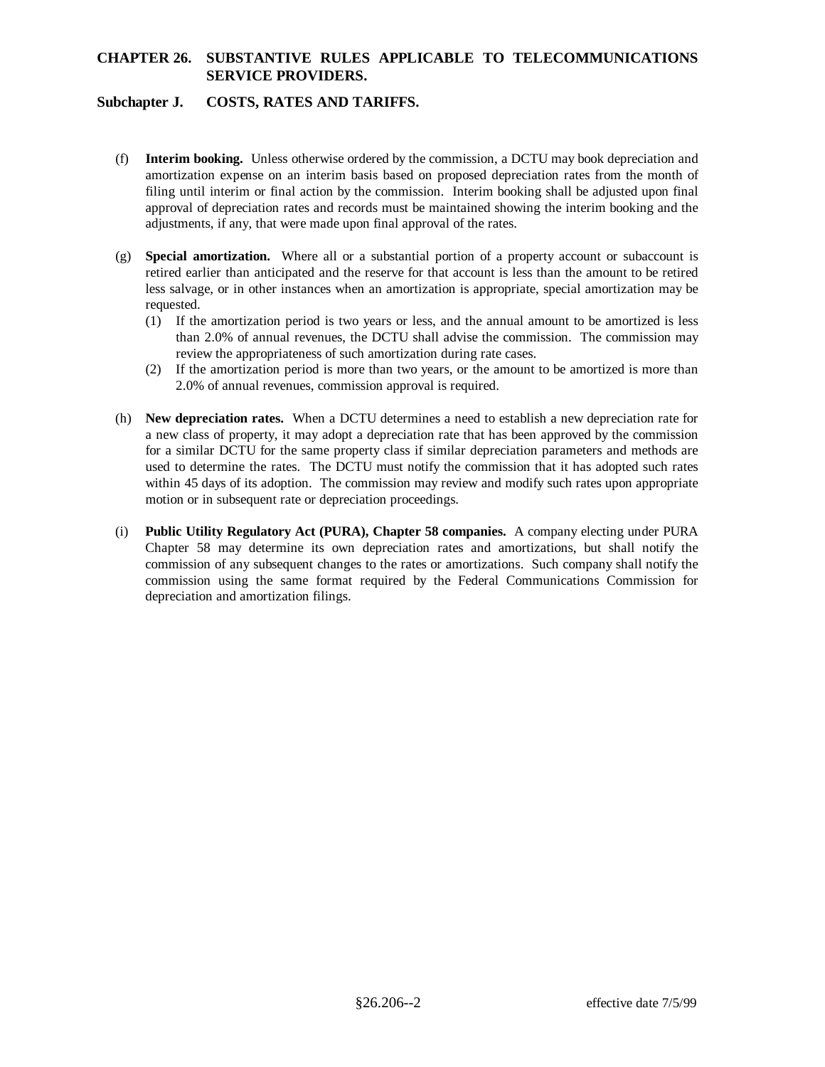(f) **Interim booking.** Unless otherwise ordered by the commission, a DCTU may book depreciation and amortization expense on an interim basis based on proposed depreciation rates from the month of filing until interim or final action by the commission. Interim booking shall be adjusted upon final approval of depreciation rates and records must be maintained showing the interim booking and the adjustments, if any, that were made upon final approval of the rates.

(g) **Special amortization.** Where all or a substantial portion of a property account or subaccount is retired earlier than anticipated and the reserve for that account is less than the amount to be retired less salvage, or in other instances when an amortization is appropriate, special amortization may be requested.

   (1) If the amortization period is two years or less, and the annual amount to be amortized is less than 2.0% of annual revenues, the DCTU shall advise the commission. The commission may review the appropriateness of such amortization during rate cases.

   (2) If the amortization period is more than two years, or the amount to be amortized is more than 2.0% of annual revenues, commission approval is required.

(h) **New depreciation rates.** When a DCTU determines a need to establish a new depreciation rate for a new class of property, it may adopt a depreciation rate that has been approved by the commission for a similar DCTU for the same property class if similar depreciation parameters and methods are used to determine the rates. The DCTU must notify the commission that it has adopted such rates within 45 days of its adoption. The commission may review and modify such rates upon appropriate motion or in subsequent rate or depreciation proceedings.

(i) **Public Utility Regulatory Act (PURA), Chapter 58 companies.** A company electing under PURA Chapter 58 may determine its own depreciation rates and amortizations, but shall notify the commission of any subsequent changes to the rates or amortizations. Such company shall notify the commission using the same format required by the Federal Communications Commission for depreciation and amortization filings.